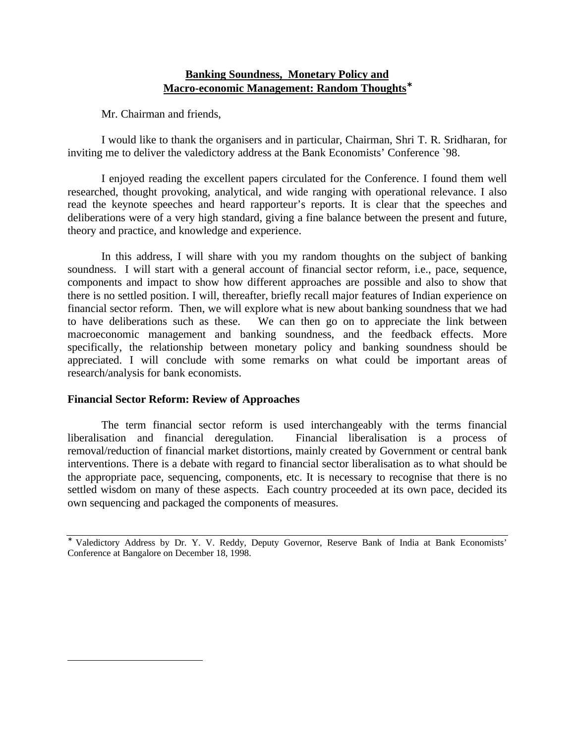# Banking Soundness, Monetary Policy and Macro-economic Management: Random Thoughts*

Mr. Chairman and friends,

I would like to thank the organisers and in particular, Chairman, Shri T. R. Sridharan, for inviting me to deliver the valedictory address at the Bank Economists' Conference `98.

I enjoyed reading the excellent papers circulated for the Conference. I found them well researched, thought provoking, analytical, and wide ranging with operational relevance. I also read the keynote speeches and heard rapporteur's reports. It is clear that the speeches and deliberations were of a very high standard, giving a fine balance between the present and future, theory and practice, and knowledge and experience.

In this address, I will share with you my random thoughts on the subject of banking soundness. I will start with a general account of financial sector reform, i.e., pace, sequence, components and impact to show how different approaches are possible and also to show that there is no settled position. I will, thereafter, briefly recall major features of Indian experience on financial sector reform. Then, we will explore what is new about banking soundness that we had to have deliberations such as these. We can then go on to appreciate the link between macroeconomic management and banking soundness, and the feedback effects. More specifically, the relationship between monetary policy and banking soundness should be appreciated. I will conclude with some remarks on what could be important areas of research/analysis for bank economists.

## Financial Sector Reform: Review of Approaches

The term financial sector reform is used interchangeably with the terms financial liberalisation and financial deregulation. Financial liberalisation is a process of removal/reduction of financial market distortions, mainly created by Government or central bank interventions. There is a debate with regard to financial sector liberalisation as to what should be the appropriate pace, sequencing, components, etc. It is necessary to recognise that there is no settled wisdom on many of these aspects. Each country proceeded at its own pace, decided its own sequencing and packaged the components of measures.

---

* Valedictory Address by Dr. Y. V. Reddy, Deputy Governor, Reserve Bank of India at Bank Economists' Conference at Bangalore on December 18, 1998.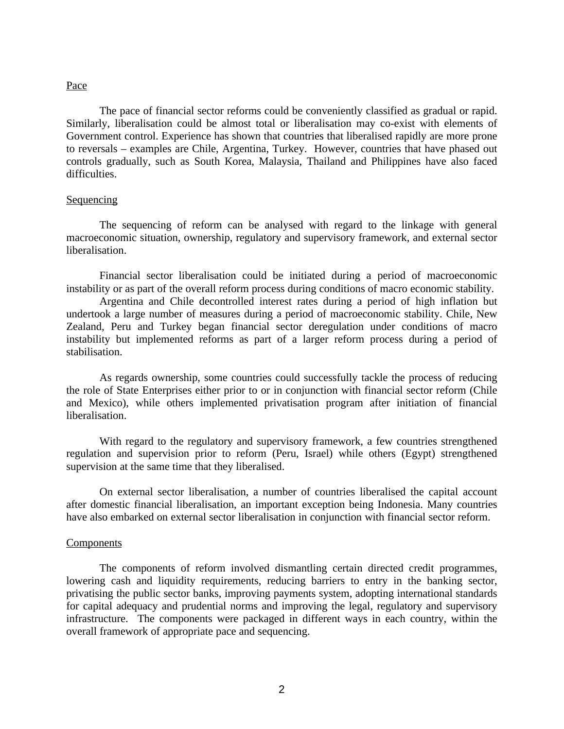<u>Pace</u>

The pace of financial sector reforms could be conveniently classified as gradual or rapid. Similarly, liberalisation could be almost total or liberalisation may co-exist with elements of Government control. Experience has shown that countries that liberalised rapidly are more prone to reversals – examples are Chile, Argentina, Turkey. However, countries that have phased out controls gradually, such as South Korea, Malaysia, Thailand and Philippines have also faced difficulties.

<u>Sequencing</u>

The sequencing of reform can be analysed with regard to the linkage with general macroeconomic situation, ownership, regulatory and supervisory framework, and external sector liberalisation.

Financial sector liberalisation could be initiated during a period of macroeconomic instability or as part of the overall reform process during conditions of macro economic stability.

Argentina and Chile decontrolled interest rates during a period of high inflation but undertook a large number of measures during a period of macroeconomic stability. Chile, New Zealand, Peru and Turkey began financial sector deregulation under conditions of macro instability but implemented reforms as part of a larger reform process during a period of stabilisation.

As regards ownership, some countries could successfully tackle the process of reducing the role of State Enterprises either prior to or in conjunction with financial sector reform (Chile and Mexico), while others implemented privatisation program after initiation of financial liberalisation.

With regard to the regulatory and supervisory framework, a few countries strengthened regulation and supervision prior to reform (Peru, Israel) while others (Egypt) strengthened supervision at the same time that they liberalised.

On external sector liberalisation, a number of countries liberalised the capital account after domestic financial liberalisation, an important exception being Indonesia. Many countries have also embarked on external sector liberalisation in conjunction with financial sector reform.

<u>Components</u>

The components of reform involved dismantling certain directed credit programmes, lowering cash and liquidity requirements, reducing barriers to entry in the banking sector, privatising the public sector banks, improving payments system, adopting international standards for capital adequacy and prudential norms and improving the legal, regulatory and supervisory infrastructure. The components were packaged in different ways in each country, within the overall framework of appropriate pace and sequencing.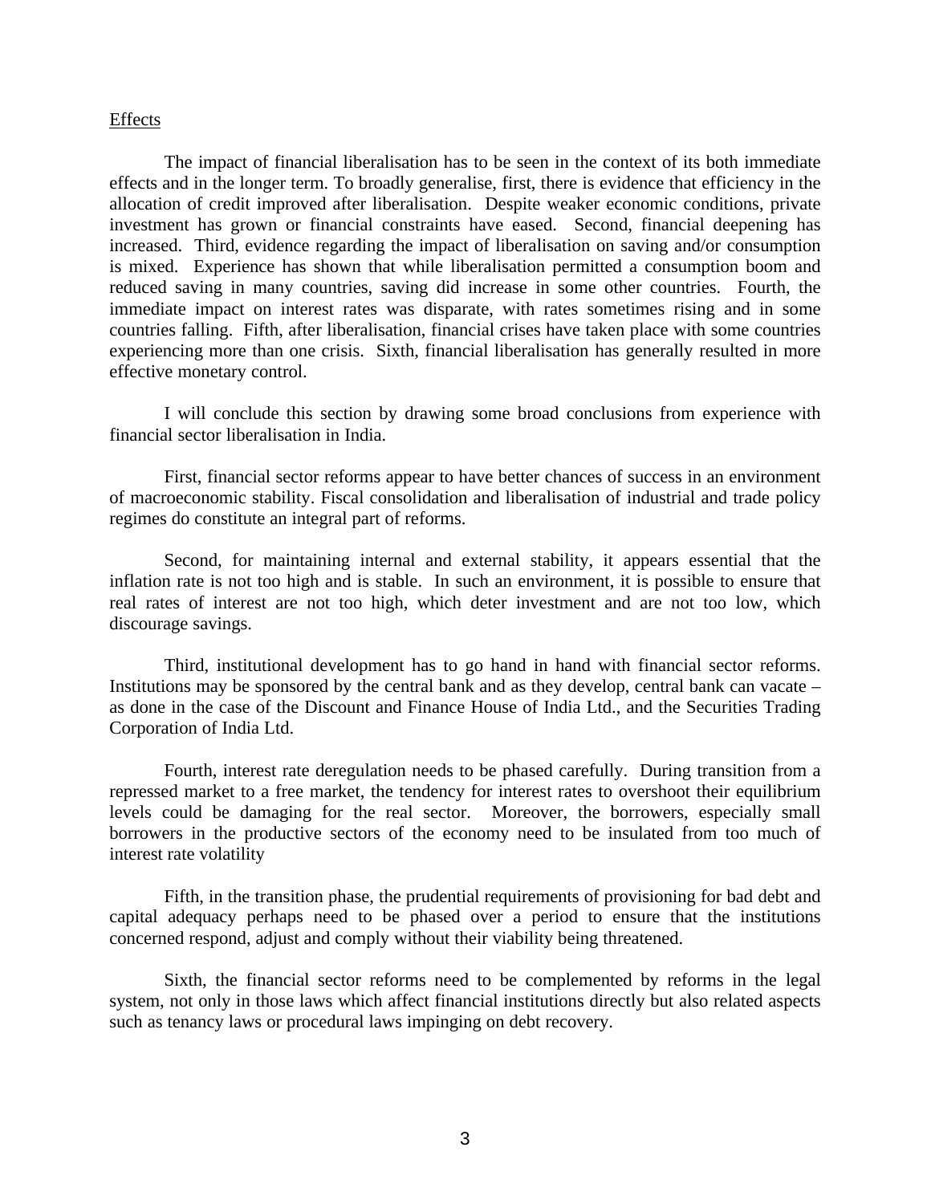Effects

The impact of financial liberalisation has to be seen in the context of its both immediate effects and in the longer term. To broadly generalise, first, there is evidence that efficiency in the allocation of credit improved after liberalisation. Despite weaker economic conditions, private investment has grown or financial constraints have eased. Second, financial deepening has increased. Third, evidence regarding the impact of liberalisation on saving and/or consumption is mixed. Experience has shown that while liberalisation permitted a consumption boom and reduced saving in many countries, saving did increase in some other countries. Fourth, the immediate impact on interest rates was disparate, with rates sometimes rising and in some countries falling. Fifth, after liberalisation, financial crises have taken place with some countries experiencing more than one crisis. Sixth, financial liberalisation has generally resulted in more effective monetary control.

I will conclude this section by drawing some broad conclusions from experience with financial sector liberalisation in India.

First, financial sector reforms appear to have better chances of success in an environment of macroeconomic stability. Fiscal consolidation and liberalisation of industrial and trade policy regimes do constitute an integral part of reforms.

Second, for maintaining internal and external stability, it appears essential that the inflation rate is not too high and is stable. In such an environment, it is possible to ensure that real rates of interest are not too high, which deter investment and are not too low, which discourage savings.

Third, institutional development has to go hand in hand with financial sector reforms. Institutions may be sponsored by the central bank and as they develop, central bank can vacate – as done in the case of the Discount and Finance House of India Ltd., and the Securities Trading Corporation of India Ltd.

Fourth, interest rate deregulation needs to be phased carefully. During transition from a repressed market to a free market, the tendency for interest rates to overshoot their equilibrium levels could be damaging for the real sector. Moreover, the borrowers, especially small borrowers in the productive sectors of the economy need to be insulated from too much of interest rate volatility

Fifth, in the transition phase, the prudential requirements of provisioning for bad debt and capital adequacy perhaps need to be phased over a period to ensure that the institutions concerned respond, adjust and comply without their viability being threatened.

Sixth, the financial sector reforms need to be complemented by reforms in the legal system, not only in those laws which affect financial institutions directly but also related aspects such as tenancy laws or procedural laws impinging on debt recovery.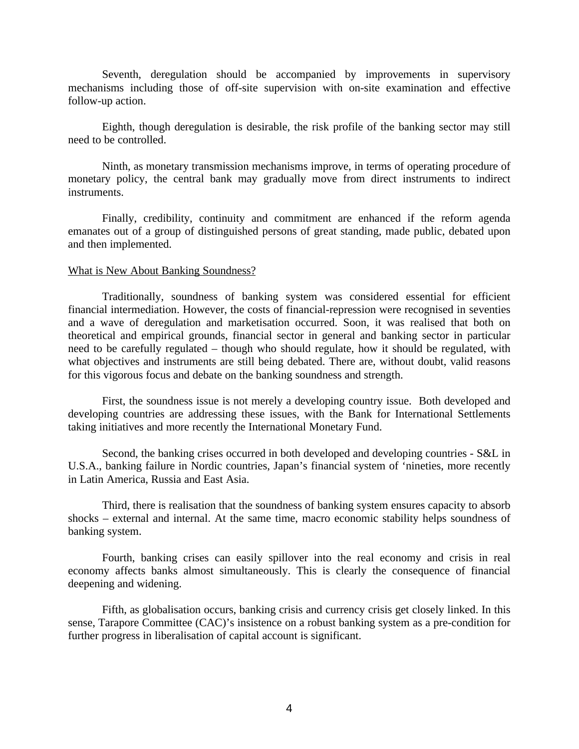Seventh, deregulation should be accompanied by improvements in supervisory mechanisms including those of off-site supervision with on-site examination and effective follow-up action.

Eighth, though deregulation is desirable, the risk profile of the banking sector may still need to be controlled.

Ninth, as monetary transmission mechanisms improve, in terms of operating procedure of monetary policy, the central bank may gradually move from direct instruments to indirect instruments.

Finally, credibility, continuity and commitment are enhanced if the reform agenda emanates out of a group of distinguished persons of great standing, made public, debated upon and then implemented.

## What is New About Banking Soundness?

Traditionally, soundness of banking system was considered essential for efficient financial intermediation. However, the costs of financial-repression were recognised in seventies and a wave of deregulation and marketisation occurred. Soon, it was realised that both on theoretical and empirical grounds, financial sector in general and banking sector in particular need to be carefully regulated – though who should regulate, how it should be regulated, with what objectives and instruments are still being debated. There are, without doubt, valid reasons for this vigorous focus and debate on the banking soundness and strength.

First, the soundness issue is not merely a developing country issue. Both developed and developing countries are addressing these issues, with the Bank for International Settlements taking initiatives and more recently the International Monetary Fund.

Second, the banking crises occurred in both developed and developing countries - S&L in U.S.A., banking failure in Nordic countries, Japan's financial system of 'nineties, more recently in Latin America, Russia and East Asia.

Third, there is realisation that the soundness of banking system ensures capacity to absorb shocks – external and internal. At the same time, macro economic stability helps soundness of banking system.

Fourth, banking crises can easily spillover into the real economy and crisis in real economy affects banks almost simultaneously. This is clearly the consequence of financial deepening and widening.

Fifth, as globalisation occurs, banking crisis and currency crisis get closely linked. In this sense, Tarapore Committee (CAC)'s insistence on a robust banking system as a pre-condition for further progress in liberalisation of capital account is significant.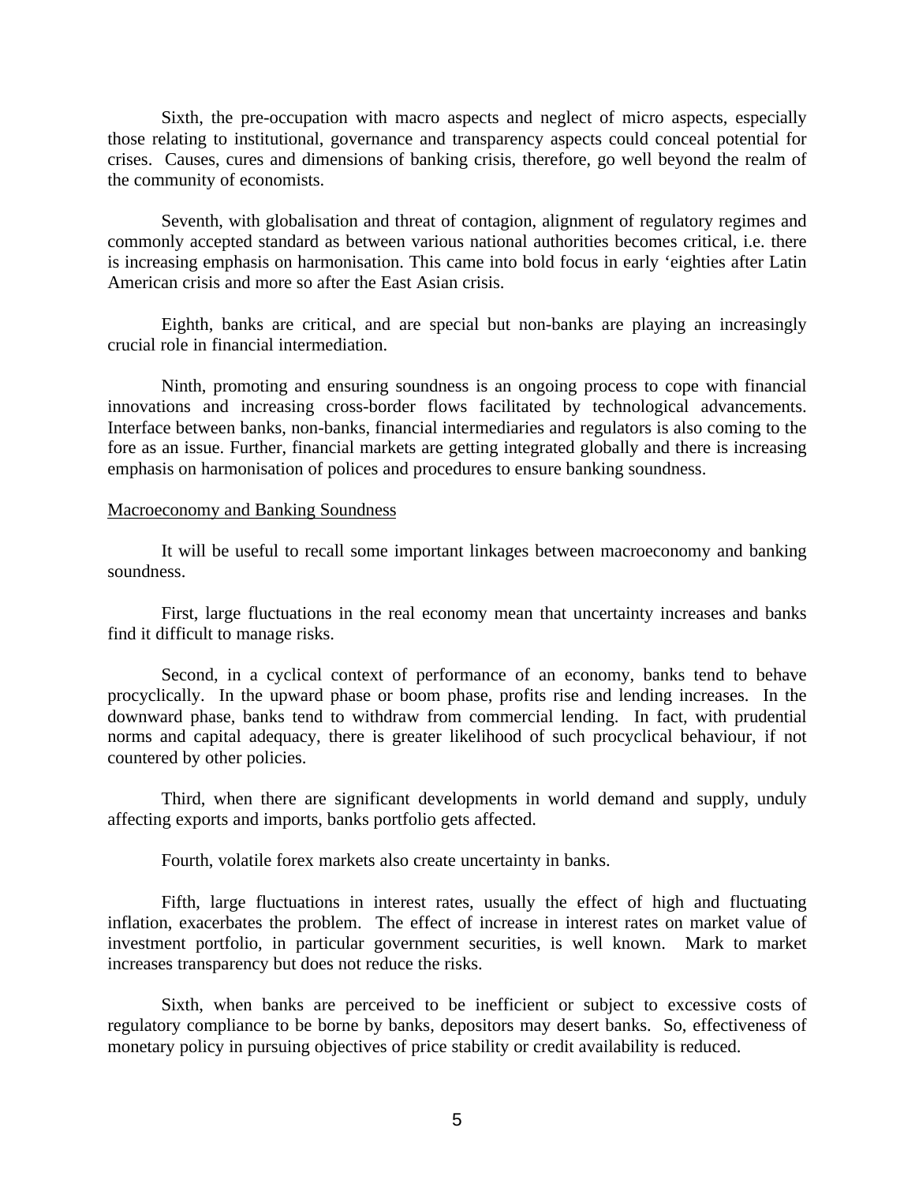Sixth, the pre-occupation with macro aspects and neglect of micro aspects, especially those relating to institutional, governance and transparency aspects could conceal potential for crises. Causes, cures and dimensions of banking crisis, therefore, go well beyond the realm of the community of economists.

Seventh, with globalisation and threat of contagion, alignment of regulatory regimes and commonly accepted standard as between various national authorities becomes critical, i.e. there is increasing emphasis on harmonisation. This came into bold focus in early 'eighties after Latin American crisis and more so after the East Asian crisis.

Eighth, banks are critical, and are special but non-banks are playing an increasingly crucial role in financial intermediation.

Ninth, promoting and ensuring soundness is an ongoing process to cope with financial innovations and increasing cross-border flows facilitated by technological advancements. Interface between banks, non-banks, financial intermediaries and regulators is also coming to the fore as an issue. Further, financial markets are getting integrated globally and there is increasing emphasis on harmonisation of polices and procedures to ensure banking soundness.

## Macroeconomy and Banking Soundness

It will be useful to recall some important linkages between macroeconomy and banking soundness.

First, large fluctuations in the real economy mean that uncertainty increases and banks find it difficult to manage risks.

Second, in a cyclical context of performance of an economy, banks tend to behave procyclically. In the upward phase or boom phase, profits rise and lending increases. In the downward phase, banks tend to withdraw from commercial lending. In fact, with prudential norms and capital adequacy, there is greater likelihood of such procyclical behaviour, if not countered by other policies.

Third, when there are significant developments in world demand and supply, unduly affecting exports and imports, banks portfolio gets affected.

Fourth, volatile forex markets also create uncertainty in banks.

Fifth, large fluctuations in interest rates, usually the effect of high and fluctuating inflation, exacerbates the problem. The effect of increase in interest rates on market value of investment portfolio, in particular government securities, is well known. Mark to market increases transparency but does not reduce the risks.

Sixth, when banks are perceived to be inefficient or subject to excessive costs of regulatory compliance to be borne by banks, depositors may desert banks. So, effectiveness of monetary policy in pursuing objectives of price stability or credit availability is reduced.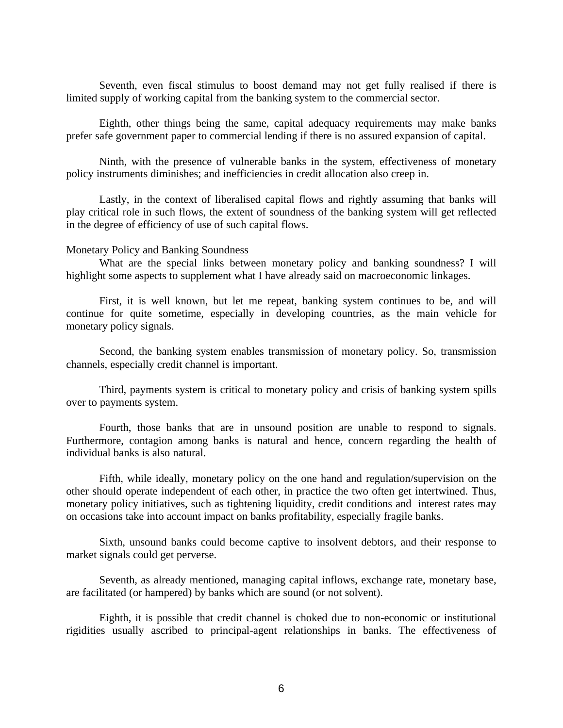Seventh, even fiscal stimulus to boost demand may not get fully realised if there is limited supply of working capital from the banking system to the commercial sector.

Eighth, other things being the same, capital adequacy requirements may make banks prefer safe government paper to commercial lending if there is no assured expansion of capital.

Ninth, with the presence of vulnerable banks in the system, effectiveness of monetary policy instruments diminishes; and inefficiencies in credit allocation also creep in.

Lastly, in the context of liberalised capital flows and rightly assuming that banks will play critical role in such flows, the extent of soundness of the banking system will get reflected in the degree of efficiency of use of such capital flows.

<u>Monetary Policy and Banking Soundness</u>

What are the special links between monetary policy and banking soundness? I will highlight some aspects to supplement what I have already said on macroeconomic linkages.

First, it is well known, but let me repeat, banking system continues to be, and will continue for quite sometime, especially in developing countries, as the main vehicle for monetary policy signals.

Second, the banking system enables transmission of monetary policy. So, transmission channels, especially credit channel is important.

Third, payments system is critical to monetary policy and crisis of banking system spills over to payments system.

Fourth, those banks that are in unsound position are unable to respond to signals. Furthermore, contagion among banks is natural and hence, concern regarding the health of individual banks is also natural.

Fifth, while ideally, monetary policy on the one hand and regulation/supervision on the other should operate independent of each other, in practice the two often get intertwined. Thus, monetary policy initiatives, such as tightening liquidity, credit conditions and interest rates may on occasions take into account impact on banks profitability, especially fragile banks.

Sixth, unsound banks could become captive to insolvent debtors, and their response to market signals could get perverse.

Seventh, as already mentioned, managing capital inflows, exchange rate, monetary base, are facilitated (or hampered) by banks which are sound (or not solvent).

Eighth, it is possible that credit channel is choked due to non-economic or institutional rigidities usually ascribed to principal-agent relationships in banks. The effectiveness of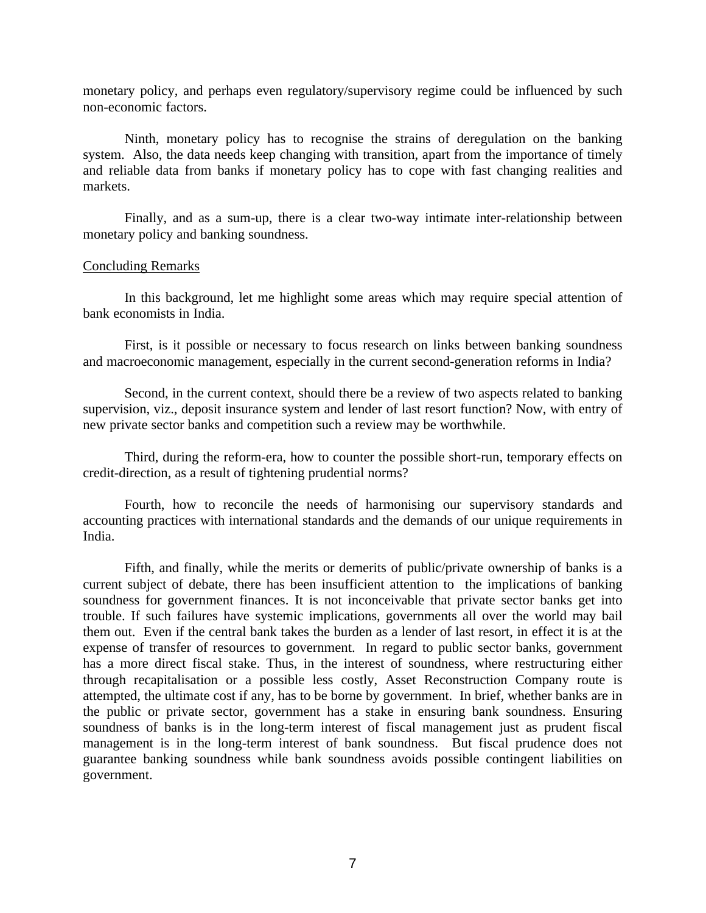monetary policy, and perhaps even regulatory/supervisory regime could be influenced by such non-economic factors.

Ninth, monetary policy has to recognise the strains of deregulation on the banking system. Also, the data needs keep changing with transition, apart from the importance of timely and reliable data from banks if monetary policy has to cope with fast changing realities and markets.

Finally, and as a sum-up, there is a clear two-way intimate inter-relationship between monetary policy and banking soundness.

## Concluding Remarks

In this background, let me highlight some areas which may require special attention of bank economists in India.

First, is it possible or necessary to focus research on links between banking soundness and macroeconomic management, especially in the current second-generation reforms in India?

Second, in the current context, should there be a review of two aspects related to banking supervision, viz., deposit insurance system and lender of last resort function? Now, with entry of new private sector banks and competition such a review may be worthwhile.

Third, during the reform-era, how to counter the possible short-run, temporary effects on credit-direction, as a result of tightening prudential norms?

Fourth, how to reconcile the needs of harmonising our supervisory standards and accounting practices with international standards and the demands of our unique requirements in India.

Fifth, and finally, while the merits or demerits of public/private ownership of banks is a current subject of debate, there has been insufficient attention to the implications of banking soundness for government finances. It is not inconceivable that private sector banks get into trouble. If such failures have systemic implications, governments all over the world may bail them out. Even if the central bank takes the burden as a lender of last resort, in effect it is at the expense of transfer of resources to government. In regard to public sector banks, government has a more direct fiscal stake. Thus, in the interest of soundness, where restructuring either through recapitalisation or a possible less costly, Asset Reconstruction Company route is attempted, the ultimate cost if any, has to be borne by government. In brief, whether banks are in the public or private sector, government has a stake in ensuring bank soundness. Ensuring soundness of banks is in the long-term interest of fiscal management just as prudent fiscal management is in the long-term interest of bank soundness. But fiscal prudence does not guarantee banking soundness while bank soundness avoids possible contingent liabilities on government.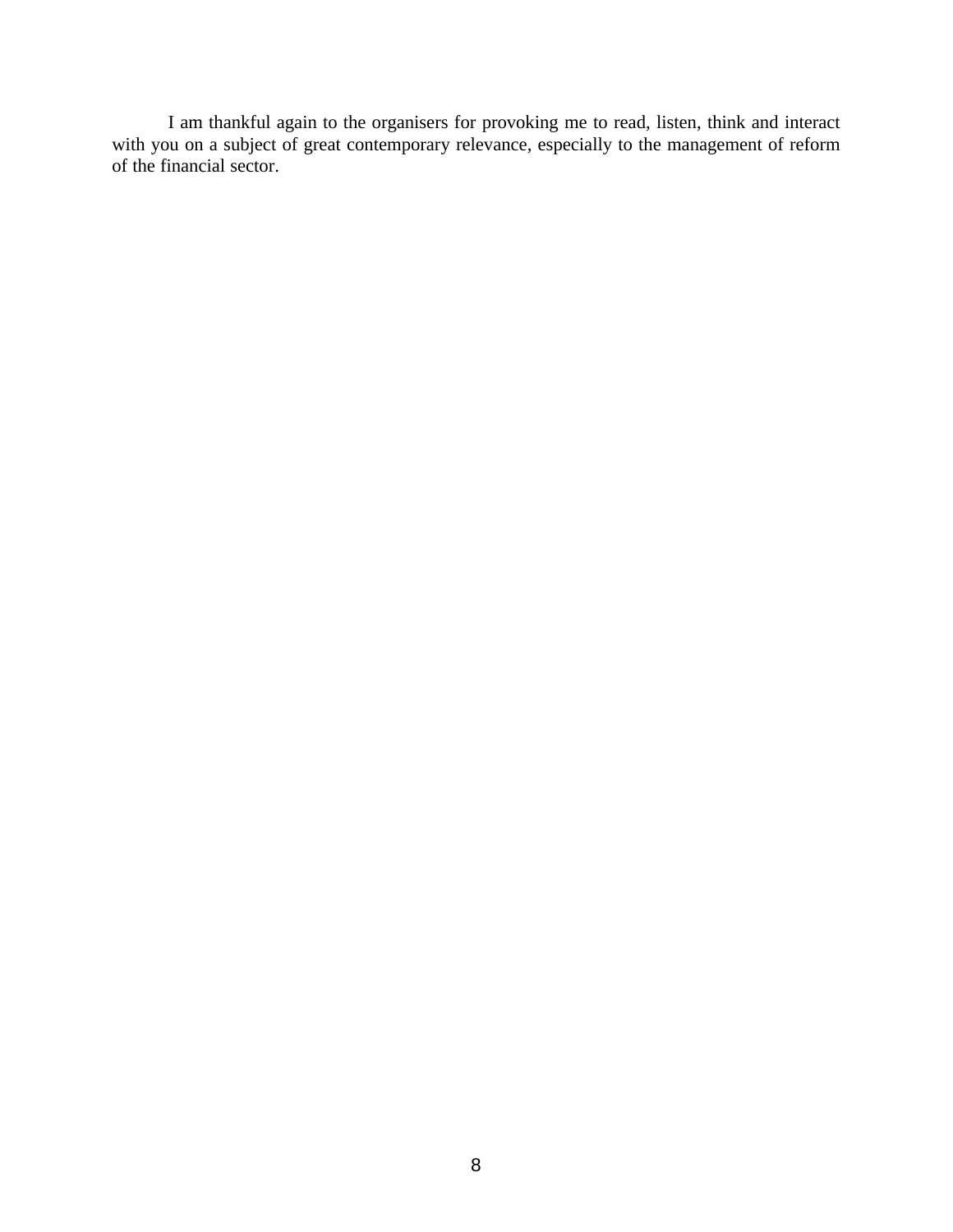I am thankful again to the organisers for provoking me to read, listen, think and interact with you on a subject of great contemporary relevance, especially to the management of reform of the financial sector.